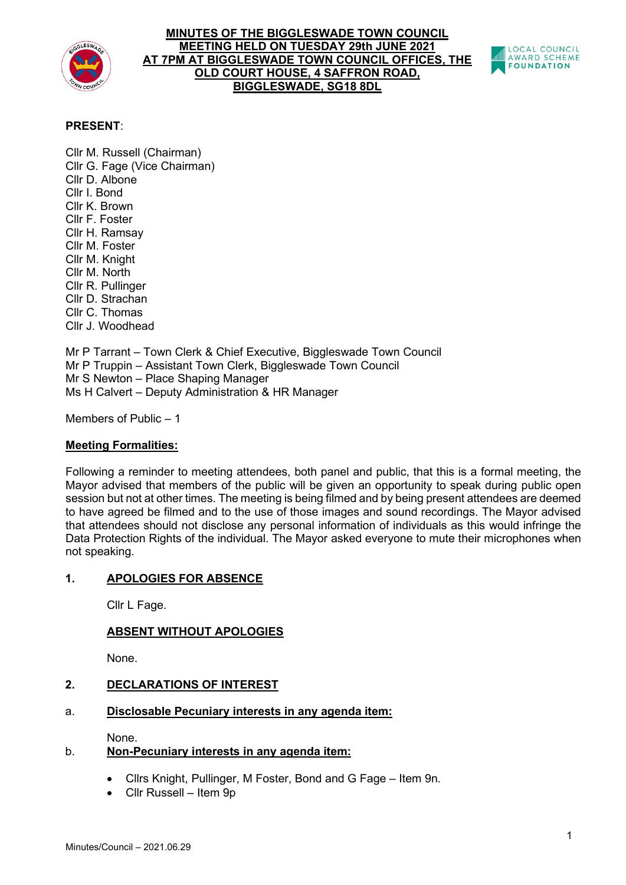# MINUTES OF THE BIGGLESWADE TOWN COUNCIL MEETING HELD ON TUESDAY 29th JUNE 2021 AT 7PM AT BIGGLESWADE TOWN COUNCIL OFFICES, THE OLD COURT HOUSE, 4 SAFFRON ROAD, BIGGLESWADE, SG18 8DL

**PRESENT**:

Cllr M. Russell (Chairman)
Cllr G. Fage (Vice Chairman)
Cllr D. Albone
Cllr I. Bond
Cllr K. Brown
Cllr F. Foster
Cllr H. Ramsay
Cllr M. Foster
Cllr M. Knight
Cllr M. North
Cllr R. Pullinger
Cllr D. Strachan
Cllr C. Thomas
Cllr J. Woodhead

Mr P Tarrant – Town Clerk & Chief Executive, Biggleswade Town Council
Mr P Truppin – Assistant Town Clerk, Biggleswade Town Council
Mr S Newton – Place Shaping Manager
Ms H Calvert – Deputy Administration & HR Manager

Members of Public – 1

**Meeting Formalities:**

Following a reminder to meeting attendees, both panel and public, that this is a formal meeting, the Mayor advised that members of the public will be given an opportunity to speak during public open session but not at other times. The meeting is being filmed and by being present attendees are deemed to have agreed be filmed and to the use of those images and sound recordings. The Mayor advised that attendees should not disclose any personal information of individuals as this would infringe the Data Protection Rights of the individual. The Mayor asked everyone to mute their microphones when not speaking.

## 1. APOLOGIES FOR ABSENCE

Cllr L Fage.

### ABSENT WITHOUT APOLOGIES

None.

## 2. DECLARATIONS OF INTEREST

### a. Disclosable Pecuniary interests in any agenda item:

None.

### b. Non-Pecuniary interests in any agenda item:

- Cllrs Knight, Pullinger, M Foster, Bond and G Fage – Item 9n.
- Cllr Russell – Item 9p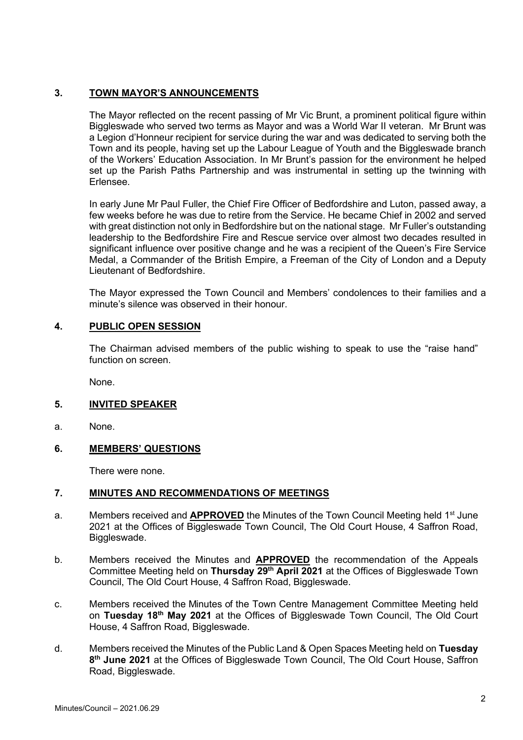## 3. TOWN MAYOR'S ANNOUNCEMENTS

The Mayor reflected on the recent passing of Mr Vic Brunt, a prominent political figure within Biggleswade who served two terms as Mayor and was a World War II veteran. Mr Brunt was a Legion d'Honneur recipient for service during the war and was dedicated to serving both the Town and its people, having set up the Labour League of Youth and the Biggleswade branch of the Workers' Education Association. In Mr Brunt's passion for the environment he helped set up the Parish Paths Partnership and was instrumental in setting up the twinning with Erlensee.

In early June Mr Paul Fuller, the Chief Fire Officer of Bedfordshire and Luton, passed away, a few weeks before he was due to retire from the Service. He became Chief in 2002 and served with great distinction not only in Bedfordshire but on the national stage. Mr Fuller's outstanding leadership to the Bedfordshire Fire and Rescue service over almost two decades resulted in significant influence over positive change and he was a recipient of the Queen's Fire Service Medal, a Commander of the British Empire, a Freeman of the City of London and a Deputy Lieutenant of Bedfordshire.

The Mayor expressed the Town Council and Members' condolences to their families and a minute's silence was observed in their honour.

## 4. PUBLIC OPEN SESSION

The Chairman advised members of the public wishing to speak to use the "raise hand" function on screen.

None.

## 5. INVITED SPEAKER

a. None.

## 6. MEMBERS' QUESTIONS

There were none.

## 7. MINUTES AND RECOMMENDATIONS OF MEETINGS

a. Members received and **APPROVED** the Minutes of the Town Council Meeting held 1st June 2021 at the Offices of Biggleswade Town Council, The Old Court House, 4 Saffron Road, Biggleswade.

b. Members received the Minutes and **APPROVED** the recommendation of the Appeals Committee Meeting held on **Thursday 29th April 2021** at the Offices of Biggleswade Town Council, The Old Court House, 4 Saffron Road, Biggleswade.

c. Members received the Minutes of the Town Centre Management Committee Meeting held on **Tuesday 18th May 2021** at the Offices of Biggleswade Town Council, The Old Court House, 4 Saffron Road, Biggleswade.

d. Members received the Minutes of the Public Land & Open Spaces Meeting held on **Tuesday 8th June 2021** at the Offices of Biggleswade Town Council, The Old Court House, Saffron Road, Biggleswade.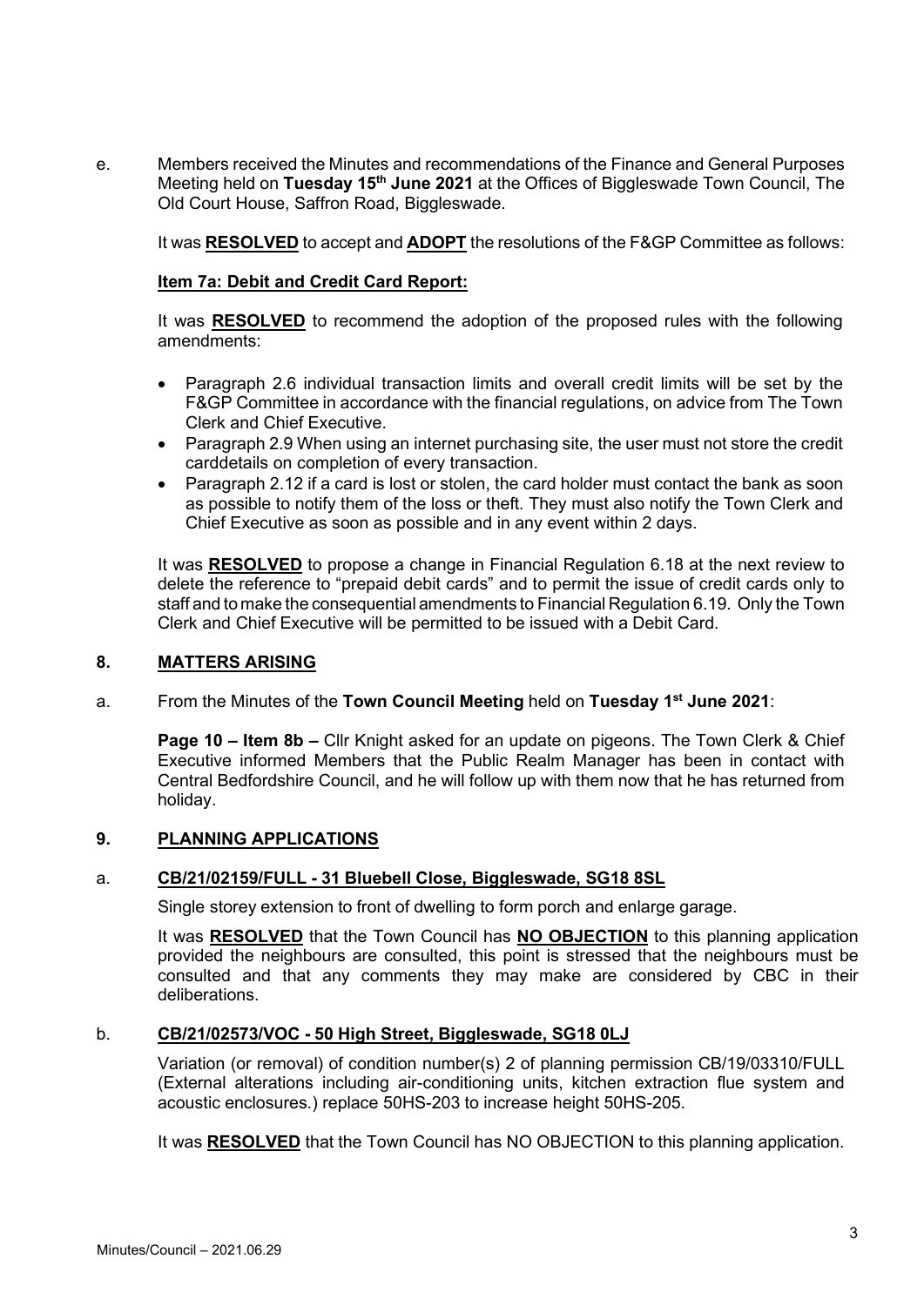e. Members received the Minutes and recommendations of the Finance and General Purposes Meeting held on **Tuesday 15th June 2021** at the Offices of Biggleswade Town Council, The Old Court House, Saffron Road, Biggleswade.

It was **RESOLVED** to accept and **ADOPT** the resolutions of the F&GP Committee as follows:

**Item 7a: Debit and Credit Card Report:**

It was **RESOLVED** to recommend the adoption of the proposed rules with the following amendments:

- Paragraph 2.6 individual transaction limits and overall credit limits will be set by the F&GP Committee in accordance with the financial regulations, on advice from The Town Clerk and Chief Executive.
- Paragraph 2.9 When using an internet purchasing site, the user must not store the credit carddetails on completion of every transaction.
- Paragraph 2.12 if a card is lost or stolen, the card holder must contact the bank as soon as possible to notify them of the loss or theft. They must also notify the Town Clerk and Chief Executive as soon as possible and in any event within 2 days.

It was **RESOLVED** to propose a change in Financial Regulation 6.18 at the next review to delete the reference to "prepaid debit cards" and to permit the issue of credit cards only to staff and to make the consequential amendments to Financial Regulation 6.19. Only the Town Clerk and Chief Executive will be permitted to be issued with a Debit Card.

## 8. MATTERS ARISING

a. From the Minutes of the **Town Council Meeting** held on **Tuesday 1st June 2021**:

**Page 10 – Item 8b –** Cllr Knight asked for an update on pigeons. The Town Clerk & Chief Executive informed Members that the Public Realm Manager has been in contact with Central Bedfordshire Council, and he will follow up with them now that he has returned from holiday.

## 9. PLANNING APPLICATIONS

a. **CB/21/02159/FULL - 31 Bluebell Close, Biggleswade, SG18 8SL**

Single storey extension to front of dwelling to form porch and enlarge garage.

It was **RESOLVED** that the Town Council has **NO OBJECTION** to this planning application provided the neighbours are consulted, this point is stressed that the neighbours must be consulted and that any comments they may make are considered by CBC in their deliberations.

b. **CB/21/02573/VOC - 50 High Street, Biggleswade, SG18 0LJ**

Variation (or removal) of condition number(s) 2 of planning permission CB/19/03310/FULL (External alterations including air-conditioning units, kitchen extraction flue system and acoustic enclosures.) replace 50HS-203 to increase height 50HS-205.

It was **RESOLVED** that the Town Council has NO OBJECTION to this planning application.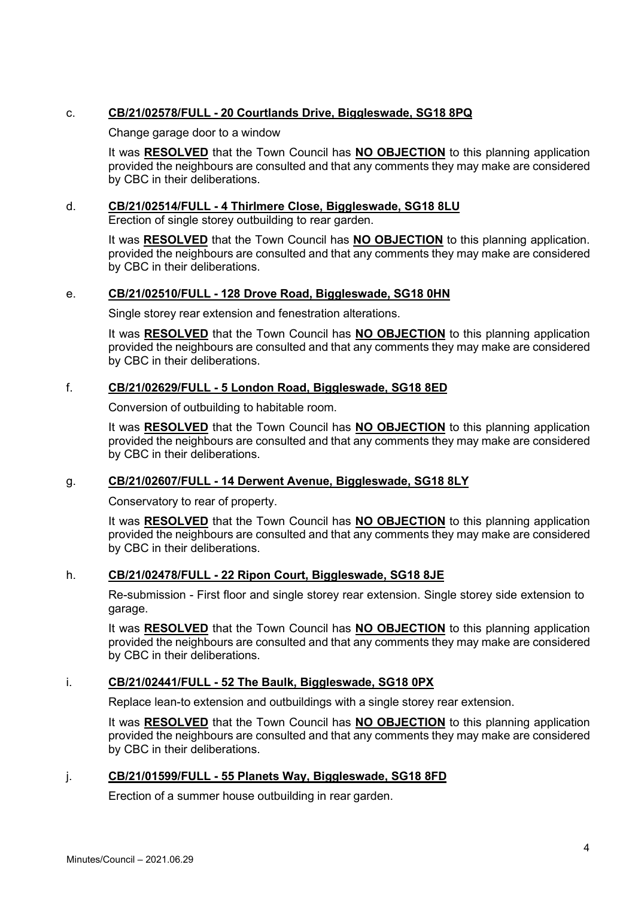c. **CB/21/02578/FULL - 20 Courtlands Drive, Biggleswade, SG18 8PQ**

Change garage door to a window

It was **RESOLVED** that the Town Council has **NO OBJECTION** to this planning application provided the neighbours are consulted and that any comments they may make are considered by CBC in their deliberations.

d. **CB/21/02514/FULL - 4 Thirlmere Close, Biggleswade, SG18 8LU**

Erection of single storey outbuilding to rear garden.

It was **RESOLVED** that the Town Council has **NO OBJECTION** to this planning application. provided the neighbours are consulted and that any comments they may make are considered by CBC in their deliberations.

e. **CB/21/02510/FULL - 128 Drove Road, Biggleswade, SG18 0HN**

Single storey rear extension and fenestration alterations.

It was **RESOLVED** that the Town Council has **NO OBJECTION** to this planning application provided the neighbours are consulted and that any comments they may make are considered by CBC in their deliberations.

f. **CB/21/02629/FULL - 5 London Road, Biggleswade, SG18 8ED**

Conversion of outbuilding to habitable room.

It was **RESOLVED** that the Town Council has **NO OBJECTION** to this planning application provided the neighbours are consulted and that any comments they may make are considered by CBC in their deliberations.

g. **CB/21/02607/FULL - 14 Derwent Avenue, Biggleswade, SG18 8LY**

Conservatory to rear of property.

It was **RESOLVED** that the Town Council has **NO OBJECTION** to this planning application provided the neighbours are consulted and that any comments they may make are considered by CBC in their deliberations.

h. **CB/21/02478/FULL - 22 Ripon Court, Biggleswade, SG18 8JE**

Re-submission - First floor and single storey rear extension. Single storey side extension to garage.

It was **RESOLVED** that the Town Council has **NO OBJECTION** to this planning application provided the neighbours are consulted and that any comments they may make are considered by CBC in their deliberations.

i. **CB/21/02441/FULL - 52 The Baulk, Biggleswade, SG18 0PX**

Replace lean-to extension and outbuildings with a single storey rear extension.

It was **RESOLVED** that the Town Council has **NO OBJECTION** to this planning application provided the neighbours are consulted and that any comments they may make are considered by CBC in their deliberations.

j. **CB/21/01599/FULL - 55 Planets Way, Biggleswade, SG18 8FD**

Erection of a summer house outbuilding in rear garden.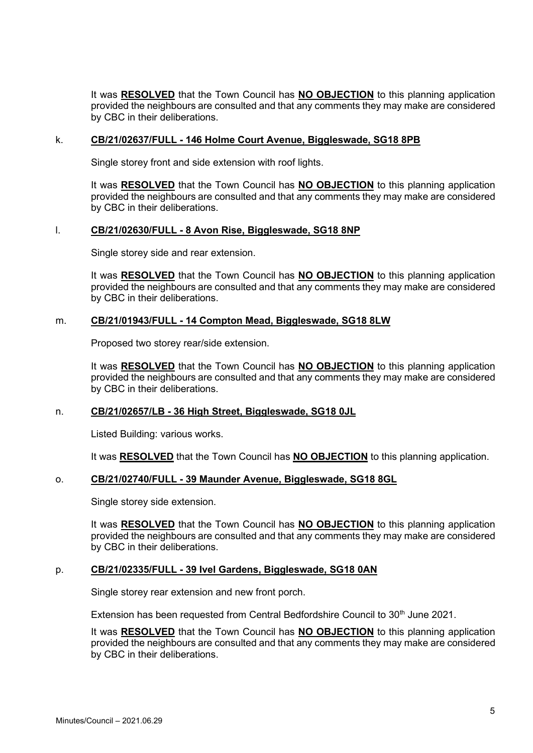It was **RESOLVED** that the Town Council has **NO OBJECTION** to this planning application provided the neighbours are consulted and that any comments they may make are considered by CBC in their deliberations.

k. **CB/21/02637/FULL - 146 Holme Court Avenue, Biggleswade, SG18 8PB**

Single storey front and side extension with roof lights.

It was **RESOLVED** that the Town Council has **NO OBJECTION** to this planning application provided the neighbours are consulted and that any comments they may make are considered by CBC in their deliberations.

l. **CB/21/02630/FULL - 8 Avon Rise, Biggleswade, SG18 8NP**

Single storey side and rear extension.

It was **RESOLVED** that the Town Council has **NO OBJECTION** to this planning application provided the neighbours are consulted and that any comments they may make are considered by CBC in their deliberations.

m. **CB/21/01943/FULL - 14 Compton Mead, Biggleswade, SG18 8LW**

Proposed two storey rear/side extension.

It was **RESOLVED** that the Town Council has **NO OBJECTION** to this planning application provided the neighbours are consulted and that any comments they may make are considered by CBC in their deliberations.

n. **CB/21/02657/LB - 36 High Street, Biggleswade, SG18 0JL**

Listed Building: various works.

It was **RESOLVED** that the Town Council has **NO OBJECTION** to this planning application.

o. **CB/21/02740/FULL - 39 Maunder Avenue, Biggleswade, SG18 8GL**

Single storey side extension.

It was **RESOLVED** that the Town Council has **NO OBJECTION** to this planning application provided the neighbours are consulted and that any comments they may make are considered by CBC in their deliberations.

p. **CB/21/02335/FULL - 39 Ivel Gardens, Biggleswade, SG18 0AN**

Single storey rear extension and new front porch.

Extension has been requested from Central Bedfordshire Council to 30th June 2021.

It was **RESOLVED** that the Town Council has **NO OBJECTION** to this planning application provided the neighbours are consulted and that any comments they may make are considered by CBC in their deliberations.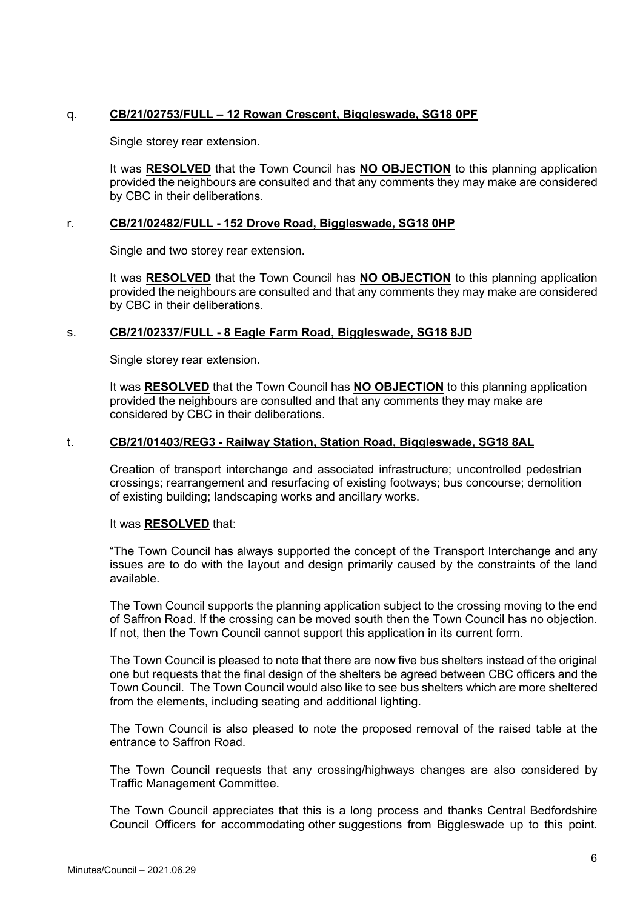q. **CB/21/02753/FULL – 12 Rowan Crescent, Biggleswade, SG18 0PF**

Single storey rear extension.

It was **RESOLVED** that the Town Council has **NO OBJECTION** to this planning application provided the neighbours are consulted and that any comments they may make are considered by CBC in their deliberations.

r. **CB/21/02482/FULL - 152 Drove Road, Biggleswade, SG18 0HP**

Single and two storey rear extension.

It was **RESOLVED** that the Town Council has **NO OBJECTION** to this planning application provided the neighbours are consulted and that any comments they may make are considered by CBC in their deliberations.

s. **CB/21/02337/FULL - 8 Eagle Farm Road, Biggleswade, SG18 8JD**

Single storey rear extension.

It was **RESOLVED** that the Town Council has **NO OBJECTION** to this planning application provided the neighbours are consulted and that any comments they may make are considered by CBC in their deliberations.

t. **CB/21/01403/REG3 - Railway Station, Station Road, Biggleswade, SG18 8AL**

Creation of transport interchange and associated infrastructure; uncontrolled pedestrian crossings; rearrangement and resurfacing of existing footways; bus concourse; demolition of existing building; landscaping works and ancillary works.

It was **RESOLVED** that:

"The Town Council has always supported the concept of the Transport Interchange and any issues are to do with the layout and design primarily caused by the constraints of the land available.

The Town Council supports the planning application subject to the crossing moving to the end of Saffron Road. If the crossing can be moved south then the Town Council has no objection. If not, then the Town Council cannot support this application in its current form.

The Town Council is pleased to note that there are now five bus shelters instead of the original one but requests that the final design of the shelters be agreed between CBC officers and the Town Council. The Town Council would also like to see bus shelters which are more sheltered from the elements, including seating and additional lighting.

The Town Council is also pleased to note the proposed removal of the raised table at the entrance to Saffron Road.

The Town Council requests that any crossing/highways changes are also considered by Traffic Management Committee.

The Town Council appreciates that this is a long process and thanks Central Bedfordshire Council Officers for accommodating other suggestions from Biggleswade up to this point.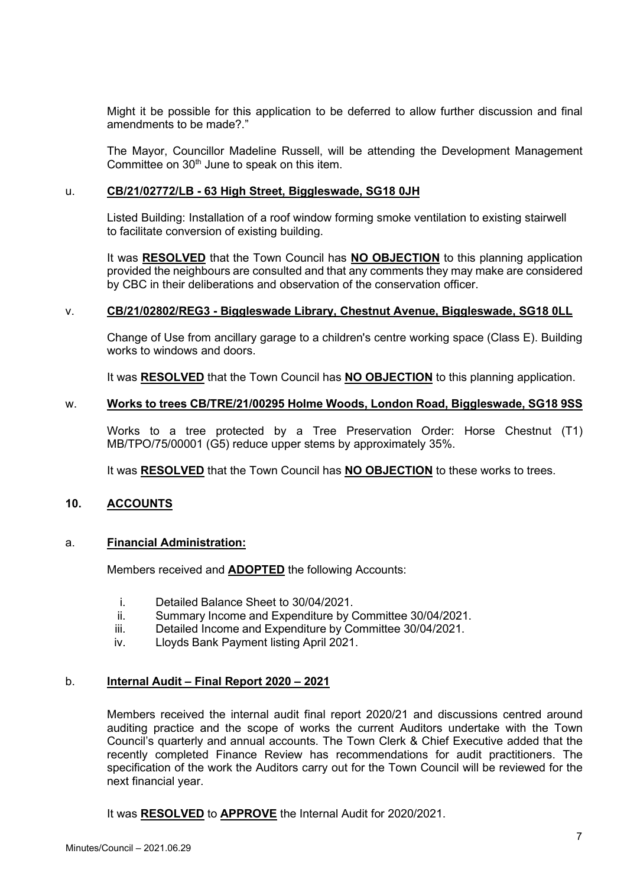Might it be possible for this application to be deferred to allow further discussion and final amendments to be made?."

The Mayor, Councillor Madeline Russell, will be attending the Development Management Committee on 30th June to speak on this item.

u. **CB/21/02772/LB - 63 High Street, Biggleswade, SG18 0JH**

Listed Building: Installation of a roof window forming smoke ventilation to existing stairwell to facilitate conversion of existing building.

It was **RESOLVED** that the Town Council has **NO OBJECTION** to this planning application provided the neighbours are consulted and that any comments they may make are considered by CBC in their deliberations and observation of the conservation officer.

v. **CB/21/02802/REG3 - Biggleswade Library, Chestnut Avenue, Biggleswade, SG18 0LL**

Change of Use from ancillary garage to a children's centre working space (Class E). Building works to windows and doors.

It was **RESOLVED** that the Town Council has **NO OBJECTION** to this planning application.

w. **Works to trees CB/TRE/21/00295 Holme Woods, London Road, Biggleswade, SG18 9SS**

Works to a tree protected by a Tree Preservation Order: Horse Chestnut (T1) MB/TPO/75/00001 (G5) reduce upper stems by approximately 35%.

It was **RESOLVED** that the Town Council has **NO OBJECTION** to these works to trees.

## 10. ACCOUNTS

a. **Financial Administration:**

Members received and **ADOPTED** the following Accounts:

i. Detailed Balance Sheet to 30/04/2021.
ii. Summary Income and Expenditure by Committee 30/04/2021.
iii. Detailed Income and Expenditure by Committee 30/04/2021.
iv. Lloyds Bank Payment listing April 2021.

b. **Internal Audit – Final Report 2020 – 2021**

Members received the internal audit final report 2020/21 and discussions centred around auditing practice and the scope of works the current Auditors undertake with the Town Council's quarterly and annual accounts. The Town Clerk & Chief Executive added that the recently completed Finance Review has recommendations for audit practitioners. The specification of the work the Auditors carry out for the Town Council will be reviewed for the next financial year.

It was **RESOLVED** to **APPROVE** the Internal Audit for 2020/2021.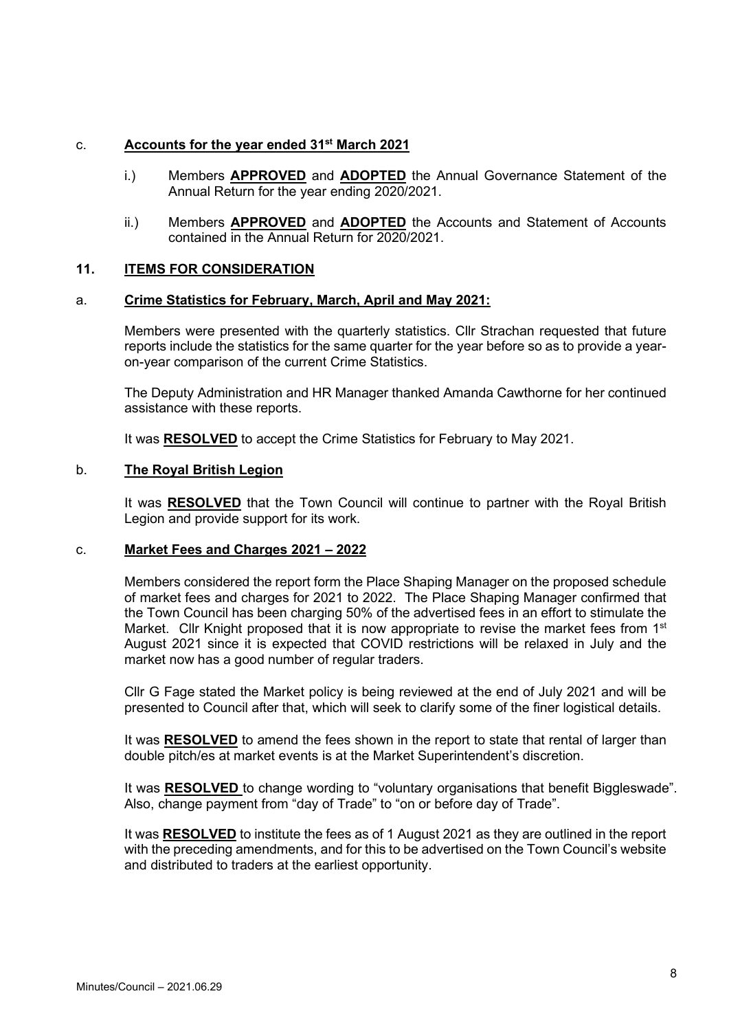c. **Accounts for the year ended 31st March 2021**

i.) Members **APPROVED** and **ADOPTED** the Annual Governance Statement of the Annual Return for the year ending 2020/2021.

ii.) Members **APPROVED** and **ADOPTED** the Accounts and Statement of Accounts contained in the Annual Return for 2020/2021.

## 11. ITEMS FOR CONSIDERATION

a. **Crime Statistics for February, March, April and May 2021:**

Members were presented with the quarterly statistics. Cllr Strachan requested that future reports include the statistics for the same quarter for the year before so as to provide a year-on-year comparison of the current Crime Statistics.

The Deputy Administration and HR Manager thanked Amanda Cawthorne for her continued assistance with these reports.

It was **RESOLVED** to accept the Crime Statistics for February to May 2021.

b. **The Royal British Legion**

It was **RESOLVED** that the Town Council will continue to partner with the Royal British Legion and provide support for its work.

c. **Market Fees and Charges 2021 – 2022**

Members considered the report form the Place Shaping Manager on the proposed schedule of market fees and charges for 2021 to 2022. The Place Shaping Manager confirmed that the Town Council has been charging 50% of the advertised fees in an effort to stimulate the Market. Cllr Knight proposed that it is now appropriate to revise the market fees from 1st August 2021 since it is expected that COVID restrictions will be relaxed in July and the market now has a good number of regular traders.

Cllr G Fage stated the Market policy is being reviewed at the end of July 2021 and will be presented to Council after that, which will seek to clarify some of the finer logistical details.

It was **RESOLVED** to amend the fees shown in the report to state that rental of larger than double pitch/es at market events is at the Market Superintendent's discretion.

It was **RESOLVED** to change wording to "voluntary organisations that benefit Biggleswade". Also, change payment from "day of Trade" to "on or before day of Trade".

It was **RESOLVED** to institute the fees as of 1 August 2021 as they are outlined in the report with the preceding amendments, and for this to be advertised on the Town Council's website and distributed to traders at the earliest opportunity.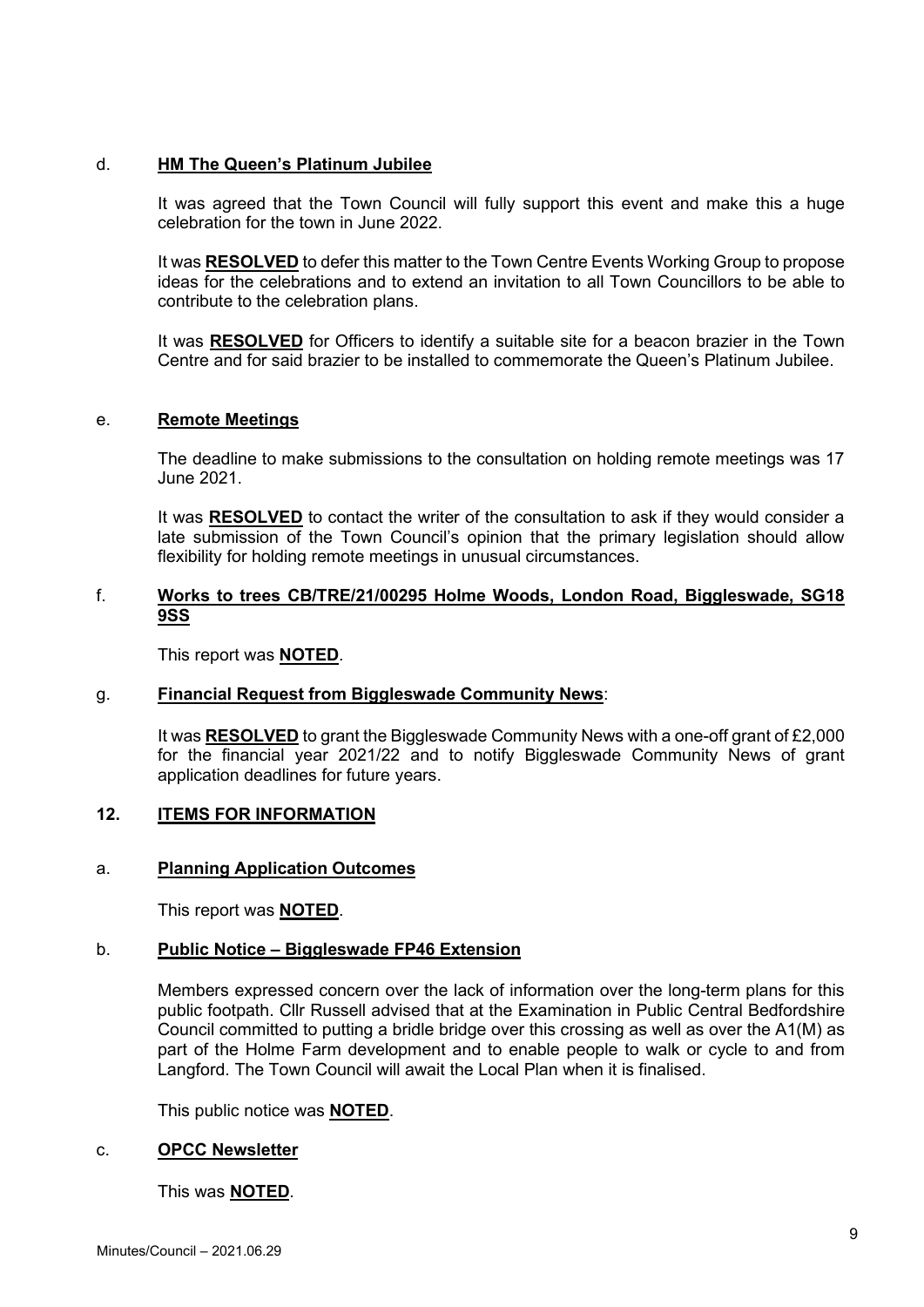d. **HM The Queen's Platinum Jubilee**

It was agreed that the Town Council will fully support this event and make this a huge celebration for the town in June 2022.

It was **RESOLVED** to defer this matter to the Town Centre Events Working Group to propose ideas for the celebrations and to extend an invitation to all Town Councillors to be able to contribute to the celebration plans.

It was **RESOLVED** for Officers to identify a suitable site for a beacon brazier in the Town Centre and for said brazier to be installed to commemorate the Queen's Platinum Jubilee.

e. **Remote Meetings**

The deadline to make submissions to the consultation on holding remote meetings was 17 June 2021.

It was **RESOLVED** to contact the writer of the consultation to ask if they would consider a late submission of the Town Council's opinion that the primary legislation should allow flexibility for holding remote meetings in unusual circumstances.

f. **Works to trees CB/TRE/21/00295 Holme Woods, London Road, Biggleswade, SG18 9SS**

This report was **NOTED**.

g. **Financial Request from Biggleswade Community News**:

It was **RESOLVED** to grant the Biggleswade Community News with a one-off grant of £2,000 for the financial year 2021/22 and to notify Biggleswade Community News of grant application deadlines for future years.

## 12. ITEMS FOR INFORMATION

a. **Planning Application Outcomes**

This report was **NOTED**.

b. **Public Notice – Biggleswade FP46 Extension**

Members expressed concern over the lack of information over the long-term plans for this public footpath. Cllr Russell advised that at the Examination in Public Central Bedfordshire Council committed to putting a bridle bridge over this crossing as well as over the A1(M) as part of the Holme Farm development and to enable people to walk or cycle to and from Langford. The Town Council will await the Local Plan when it is finalised.

This public notice was **NOTED**.

c. **OPCC Newsletter**

This was **NOTED**.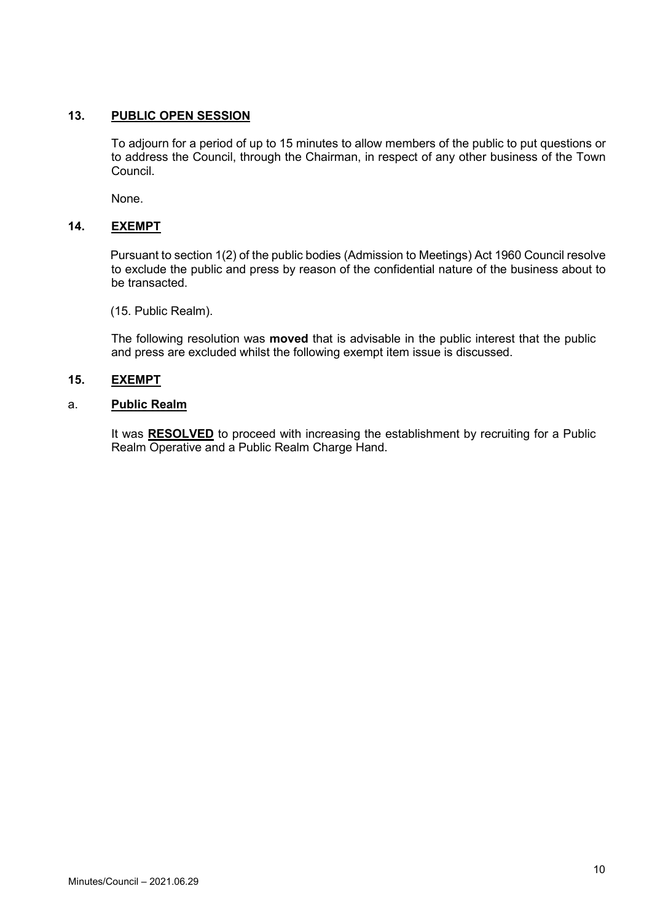## 13. **PUBLIC OPEN SESSION**

To adjourn for a period of up to 15 minutes to allow members of the public to put questions or to address the Council, through the Chairman, in respect of any other business of the Town Council.

None.

## 14. **EXEMPT**

Pursuant to section 1(2) of the public bodies (Admission to Meetings) Act 1960 Council resolve to exclude the public and press by reason of the confidential nature of the business about to be transacted.

(15. Public Realm).

The following resolution was **moved** that is advisable in the public interest that the public and press are excluded whilst the following exempt item issue is discussed.

## 15. **EXEMPT**

### a. **Public Realm**

It was **RESOLVED** to proceed with increasing the establishment by recruiting for a Public Realm Operative and a Public Realm Charge Hand.